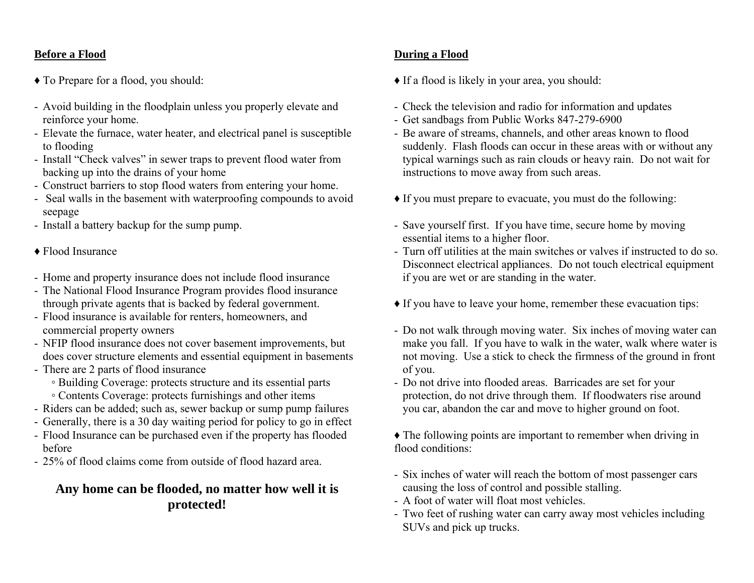## Before a Flood

♦ To Prepare for a flood, you should:

- Avoid building in the floodplain unless you properly elevate and reinforce your home.
- Elevate the furnace, water heater, and electrical panel is susceptible to flooding
- Install "Check valves" in sewer traps to prevent flood water from backing up into the drains of your home
- Construct barriers to stop flood waters from entering your home.
- Seal walls in the basement with waterproofing compounds to avoid seepage
- Install a battery backup for the sump pump.

♦ Flood Insurance

- Home and property insurance does not include flood insurance
- The National Flood Insurance Program provides flood insurance through private agents that is backed by federal government.
- Flood insurance is available for renters, homeowners, and commercial property owners
- NFIP flood insurance does not cover basement improvements, but does cover structure elements and essential equipment in basements
- There are 2 parts of flood insurance
  - Building Coverage: protects structure and its essential parts
  - Contents Coverage: protects furnishings and other items
- Riders can be added; such as, sewer backup or sump pump failures
- Generally, there is a 30 day waiting period for policy to go in effect
- Flood Insurance can be purchased even if the property has flooded before
- 25% of flood claims come from outside of flood hazard area.

**Any home can be flooded, no matter how well it is protected!**

## During a Flood

♦ If a flood is likely in your area, you should:

- Check the television and radio for information and updates
- Get sandbags from Public Works 847-279-6900
- Be aware of streams, channels, and other areas known to flood suddenly. Flash floods can occur in these areas with or without any typical warnings such as rain clouds or heavy rain. Do not wait for instructions to move away from such areas.

♦ If you must prepare to evacuate, you must do the following:

- Save yourself first. If you have time, secure home by moving essential items to a higher floor.
- Turn off utilities at the main switches or valves if instructed to do so. Disconnect electrical appliances. Do not touch electrical equipment if you are wet or are standing in the water.

♦ If you have to leave your home, remember these evacuation tips:

- Do not walk through moving water. Six inches of moving water can make you fall. If you have to walk in the water, walk where water is not moving. Use a stick to check the firmness of the ground in front of you.
- Do not drive into flooded areas. Barricades are set for your protection, do not drive through them. If floodwaters rise around you car, abandon the car and move to higher ground on foot.

♦ The following points are important to remember when driving in flood conditions:

- Six inches of water will reach the bottom of most passenger cars causing the loss of control and possible stalling.
- A foot of water will float most vehicles.
- Two feet of rushing water can carry away most vehicles including SUVs and pick up trucks.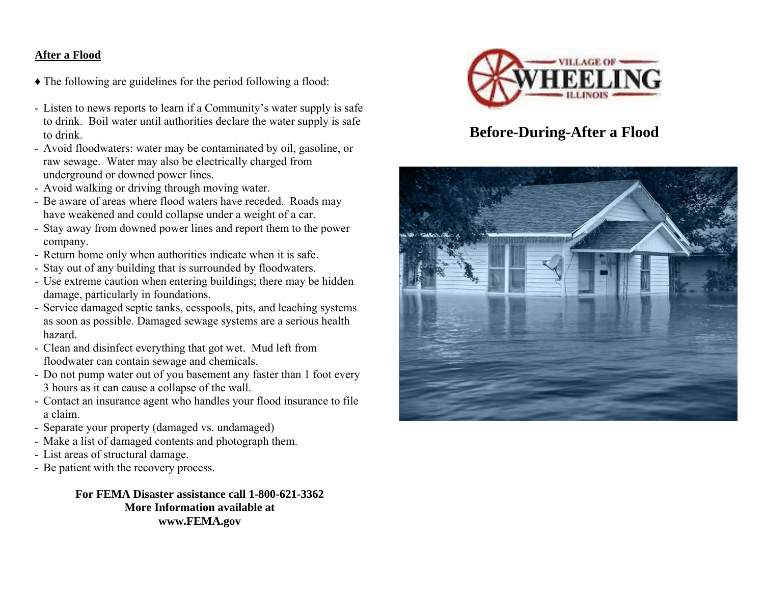## After a Flood

♦ The following are guidelines for the period following a flood:

- Listen to news reports to learn if a Community's water supply is safe to drink. Boil water until authorities declare the water supply is safe to drink.
- Avoid floodwaters: water may be contaminated by oil, gasoline, or raw sewage. Water may also be electrically charged from underground or downed power lines.
- Avoid walking or driving through moving water.
- Be aware of areas where flood waters have receded. Roads may have weakened and could collapse under a weight of a car.
- Stay away from downed power lines and report them to the power company.
- Return home only when authorities indicate when it is safe.
- Stay out of any building that is surrounded by floodwaters.
- Use extreme caution when entering buildings; there may be hidden damage, particularly in foundations.
- Service damaged septic tanks, cesspools, pits, and leaching systems as soon as possible. Damaged sewage systems are a serious health hazard.
- Clean and disinfect everything that got wet. Mud left from floodwater can contain sewage and chemicals.
- Do not pump water out of you basement any faster than 1 foot every 3 hours as it can cause a collapse of the wall.
- Contact an insurance agent who handles your flood insurance to file a claim.
- Separate your property (damaged vs. undamaged)
- Make a list of damaged contents and photograph them.
- List areas of structural damage.
- Be patient with the recovery process.

**For FEMA Disaster assistance call 1-800-621-3362**
**More Information available at**
**www.FEMA.gov**

VILLAGE OF WHEELING ILLINOIS

# Before-During-After a Flood